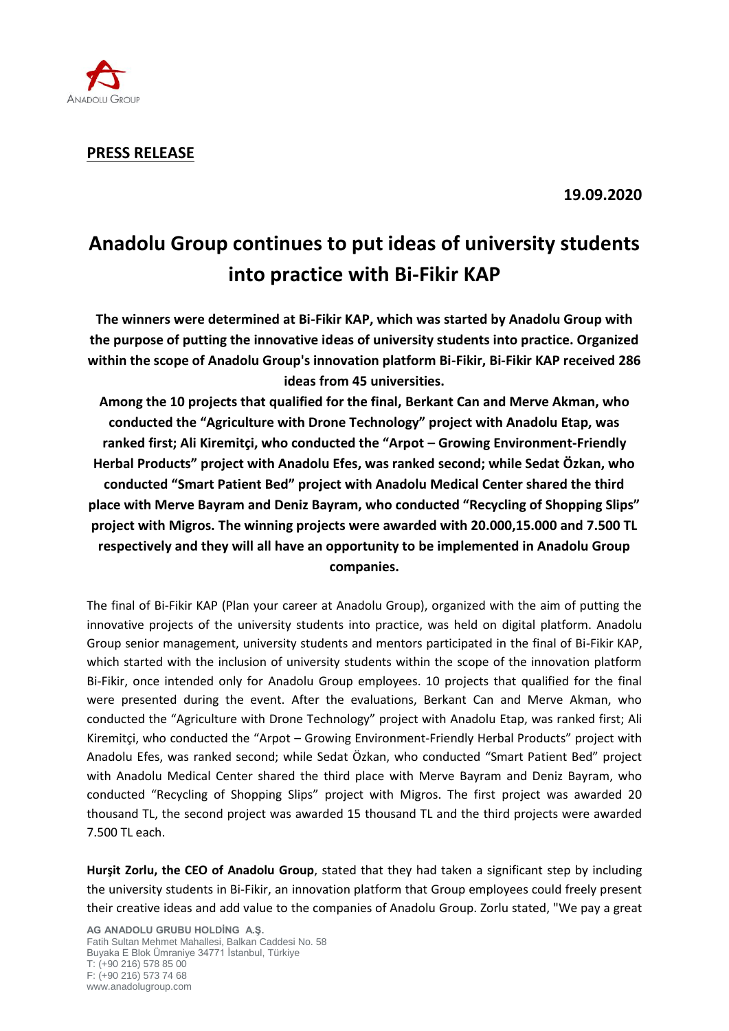**PRESS RELEASE**

**19.09.2020**

# Anadolu Group continues to put ideas of university students into practice with Bi-Fikir KAP

**The winners were determined at Bi-Fikir KAP, which was started by Anadolu Group with the purpose of putting the innovative ideas of university students into practice. Organized within the scope of Anadolu Group's innovation platform Bi-Fikir, Bi-Fikir KAP received 286 ideas from 45 universities.**

**Among the 10 projects that qualified for the final, Berkant Can and Merve Akman, who conducted the "Agriculture with Drone Technology" project with Anadolu Etap, was ranked first; Ali Kiremitçi, who conducted the "Arpot – Growing Environment-Friendly Herbal Products" project with Anadolu Efes, was ranked second; while Sedat Özkan, who conducted "Smart Patient Bed" project with Anadolu Medical Center shared the third place with Merve Bayram and Deniz Bayram, who conducted "Recycling of Shopping Slips" project with Migros. The winning projects were awarded with 20.000,15.000 and 7.500 TL respectively and they will all have an opportunity to be implemented in Anadolu Group companies.**

The final of Bi-Fikir KAP (Plan your career at Anadolu Group), organized with the aim of putting the innovative projects of the university students into practice, was held on digital platform. Anadolu Group senior management, university students and mentors participated in the final of Bi-Fikir KAP, which started with the inclusion of university students within the scope of the innovation platform Bi-Fikir, once intended only for Anadolu Group employees. 10 projects that qualified for the final were presented during the event. After the evaluations, Berkant Can and Merve Akman, who conducted the "Agriculture with Drone Technology" project with Anadolu Etap, was ranked first; Ali Kiremitçi, who conducted the "Arpot – Growing Environment-Friendly Herbal Products" project with Anadolu Efes, was ranked second; while Sedat Özkan, who conducted "Smart Patient Bed" project with Anadolu Medical Center shared the third place with Merve Bayram and Deniz Bayram, who conducted "Recycling of Shopping Slips" project with Migros. The first project was awarded 20 thousand TL, the second project was awarded 15 thousand TL and the third projects were awarded 7.500 TL each.

**Hurşit Zorlu, the CEO of Anadolu Group**, stated that they had taken a significant step by including the university students in Bi-Fikir, an innovation platform that Group employees could freely present their creative ideas and add value to the companies of Anadolu Group. Zorlu stated, "We pay a great

**AG ANADOLU GRUBU HOLDİNG A.Ş.**
Fatih Sultan Mehmet Mahallesi, Balkan Caddesi No. 58
Buyaka E Blok Ümraniye 34771 İstanbul, Türkiye
T: (+90 216) 578 85 00
F: (+90 216) 573 74 68
www.anadolugroup.com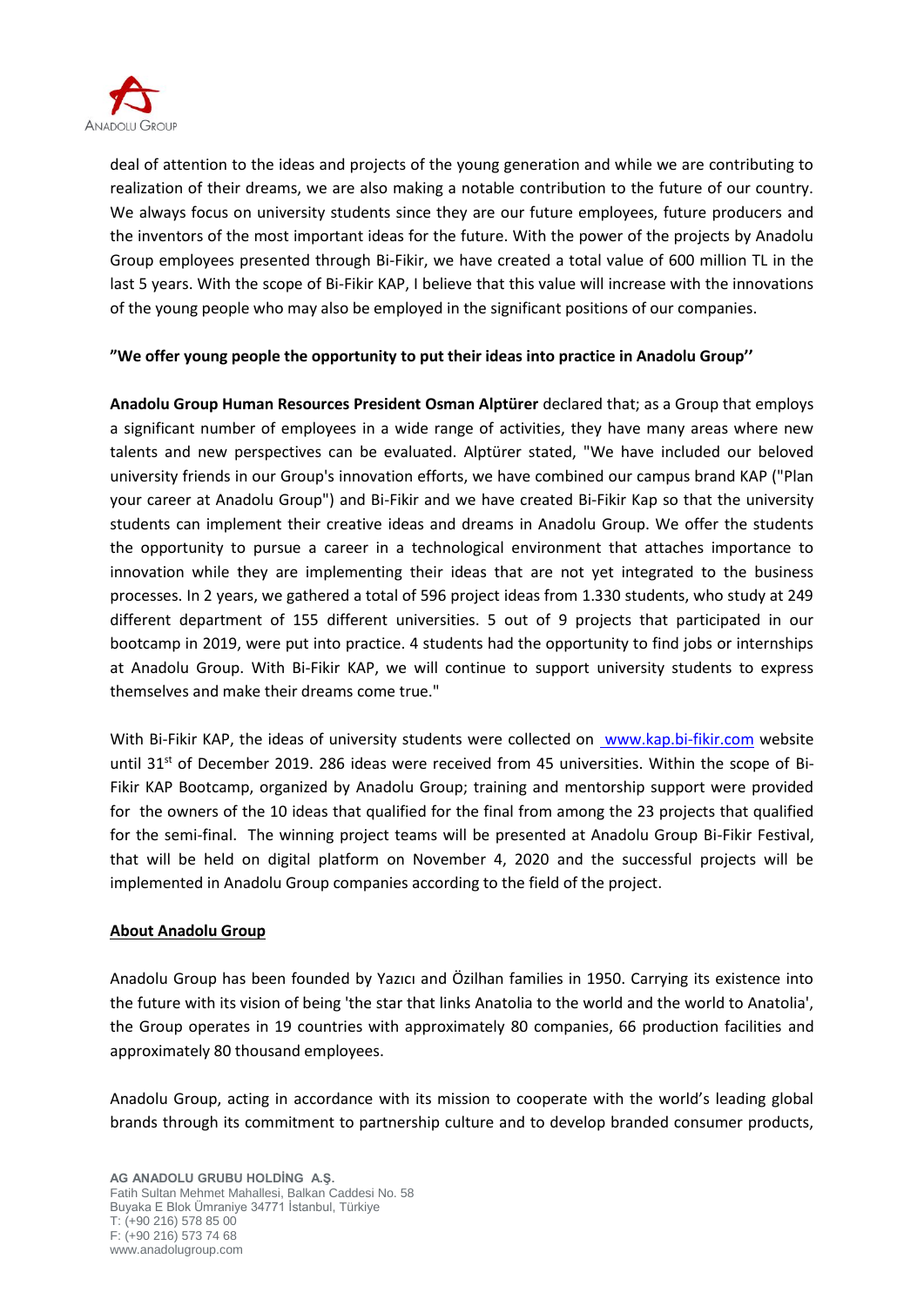deal of attention to the ideas and projects of the young generation and while we are contributing to realization of their dreams, we are also making a notable contribution to the future of our country. We always focus on university students since they are our future employees, future producers and the inventors of the most important ideas for the future. With the power of the projects by Anadolu Group employees presented through Bi-Fikir, we have created a total value of 600 million TL in the last 5 years. With the scope of Bi-Fikir KAP, I believe that this value will increase with the innovations of the young people who may also be employed in the significant positions of our companies.

**"We offer young people the opportunity to put their ideas into practice in Anadolu Group''**

**Anadolu Group Human Resources President Osman Alptürer** declared that; as a Group that employs a significant number of employees in a wide range of activities, they have many areas where new talents and new perspectives can be evaluated. Alptürer stated, "We have included our beloved university friends in our Group's innovation efforts, we have combined our campus brand KAP ("Plan your career at Anadolu Group") and Bi-Fikir and we have created Bi-Fikir Kap so that the university students can implement their creative ideas and dreams in Anadolu Group. We offer the students the opportunity to pursue a career in a technological environment that attaches importance to innovation while they are implementing their ideas that are not yet integrated to the business processes. In 2 years, we gathered a total of 596 project ideas from 1.330 students, who study at 249 different department of 155 different universities. 5 out of 9 projects that participated in our bootcamp in 2019, were put into practice. 4 students had the opportunity to find jobs or internships at Anadolu Group. With Bi-Fikir KAP, we will continue to support university students to express themselves and make their dreams come true."

With Bi-Fikir KAP, the ideas of university students were collected on www.kap.bi-fikir.com website until 31st of December 2019. 286 ideas were received from 45 universities. Within the scope of Bi-Fikir KAP Bootcamp, organized by Anadolu Group; training and mentorship support were provided for the owners of the 10 ideas that qualified for the final from among the 23 projects that qualified for the semi-final. The winning project teams will be presented at Anadolu Group Bi-Fikir Festival, that will be held on digital platform on November 4, 2020 and the successful projects will be implemented in Anadolu Group companies according to the field of the project.

**About Anadolu Group**

Anadolu Group has been founded by Yazıcı and Özilhan families in 1950. Carrying its existence into the future with its vision of being 'the star that links Anatolia to the world and the world to Anatolia', the Group operates in 19 countries with approximately 80 companies, 66 production facilities and approximately 80 thousand employees.

Anadolu Group, acting in accordance with its mission to cooperate with the world's leading global brands through its commitment to partnership culture and to develop branded consumer products,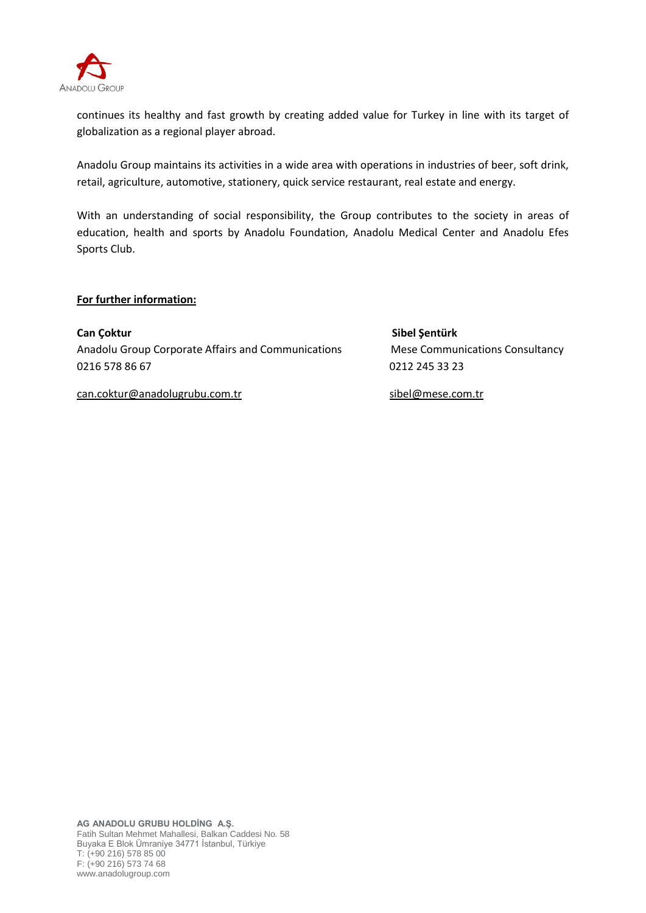continues its healthy and fast growth by creating added value for Turkey in line with its target of globalization as a regional player abroad.

Anadolu Group maintains its activities in a wide area with operations in industries of beer, soft drink, retail, agriculture, automotive, stationery, quick service restaurant, real estate and energy.

With an understanding of social responsibility, the Group contributes to the society in areas of education, health and sports by Anadolu Foundation, Anadolu Medical Center and Anadolu Efes Sports Club.

**For further information:**

**Can Çoktur**
Anadolu Group Corporate Affairs and Communications
0216 578 86 67

can.coktur@anadolugrubu.com.tr

**Sibel Şentürk**
Mese Communications Consultancy
0212 245 33 23

sibel@mese.com.tr

**AG ANADOLU GRUBU HOLDİNG A.Ş.**
Fatih Sultan Mehmet Mahallesi, Balkan Caddesi No. 58
Buyaka E Blok Ümraniye 34771 İstanbul, Türkiye
T: (+90 216) 578 85 00
F: (+90 216) 573 74 68
www.anadolugroup.com